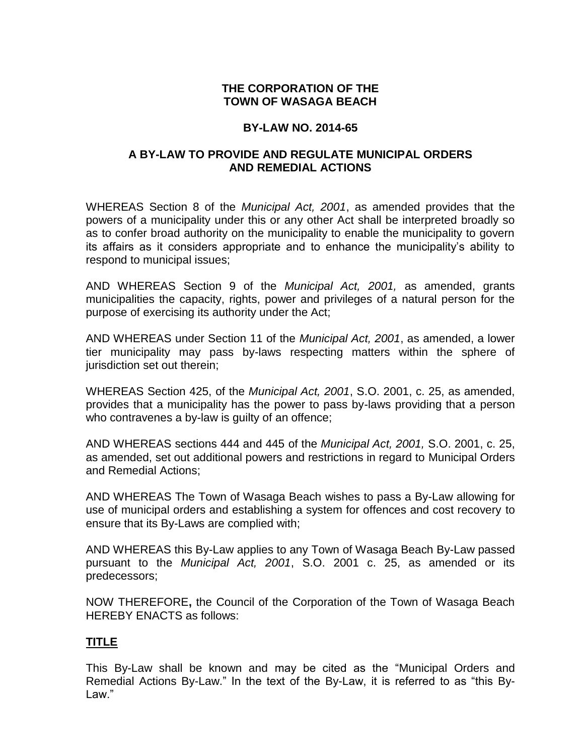**THE CORPORATION OF THE TOWN OF WASAGA BEACH**

**BY-LAW NO. 2014-65**

**A BY-LAW TO PROVIDE AND REGULATE MUNICIPAL ORDERS AND REMEDIAL ACTIONS**

WHEREAS Section 8 of the *Municipal Act, 2001*, as amended provides that the powers of a municipality under this or any other Act shall be interpreted broadly so as to confer broad authority on the municipality to enable the municipality to govern its affairs as it considers appropriate and to enhance the municipality's ability to respond to municipal issues;

AND WHEREAS Section 9 of the *Municipal Act, 2001,* as amended, grants municipalities the capacity, rights, power and privileges of a natural person for the purpose of exercising its authority under the Act;

AND WHEREAS under Section 11 of the *Municipal Act, 2001*, as amended, a lower tier municipality may pass by-laws respecting matters within the sphere of jurisdiction set out therein;

WHEREAS Section 425, of the *Municipal Act, 2001*, S.O. 2001, c. 25, as amended, provides that a municipality has the power to pass by-laws providing that a person who contravenes a by-law is guilty of an offence;

AND WHEREAS sections 444 and 445 of the *Municipal Act, 2001,* S.O. 2001, c. 25, as amended, set out additional powers and restrictions in regard to Municipal Orders and Remedial Actions;

AND WHEREAS The Town of Wasaga Beach wishes to pass a By-Law allowing for use of municipal orders and establishing a system for offences and cost recovery to ensure that its By-Laws are complied with;

AND WHEREAS this By-Law applies to any Town of Wasaga Beach By-Law passed pursuant to the *Municipal Act, 2001*, S.O. 2001 c. 25, as amended or its predecessors;

NOW THEREFORE**,** the Council of the Corporation of the Town of Wasaga Beach HEREBY ENACTS as follows:

## TITLE

This By-Law shall be known and may be cited as the "Municipal Orders and Remedial Actions By-Law." In the text of the By-Law, it is referred to as "this By-Law."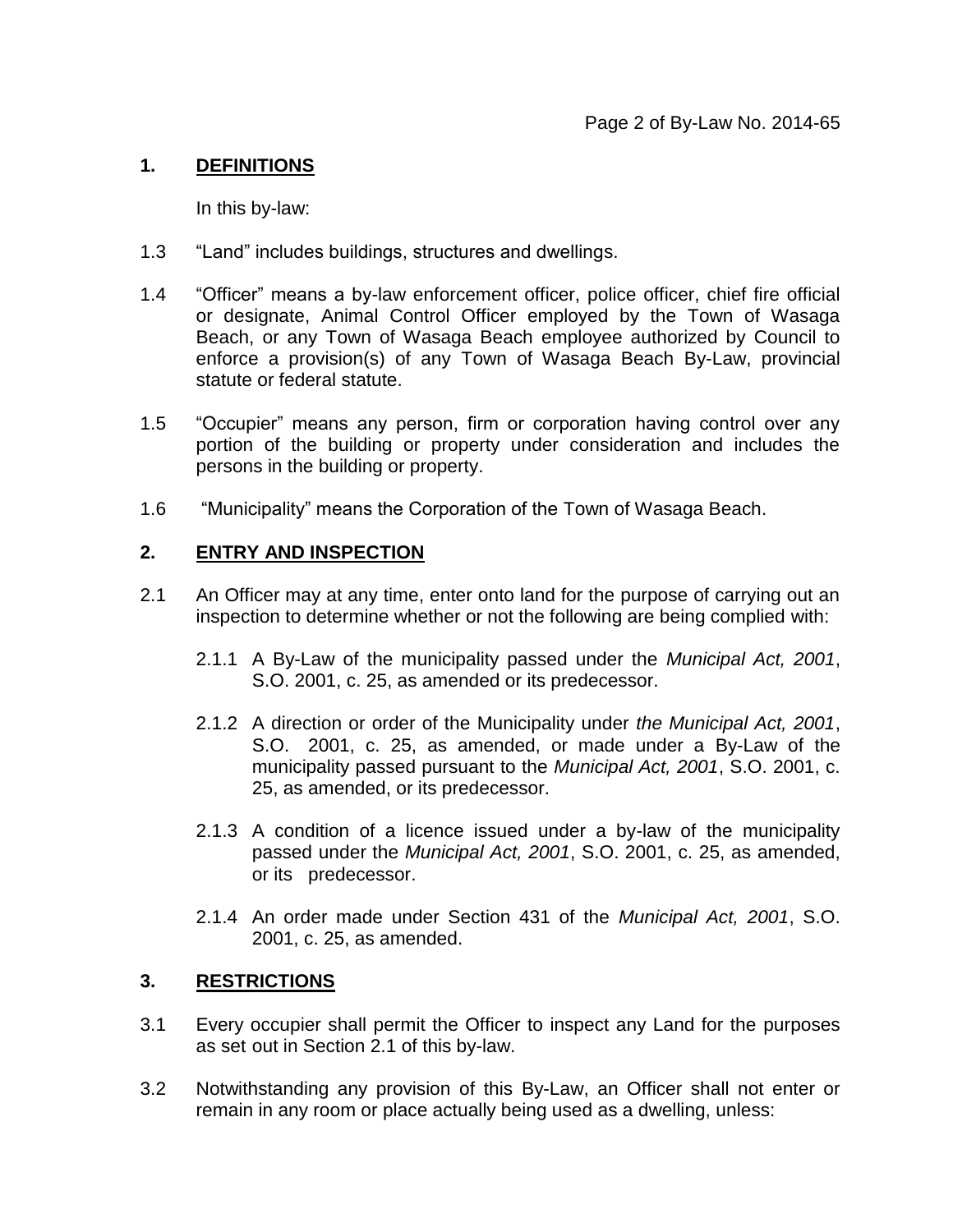## 1. DEFINITIONS

In this by-law:

1.3 "Land" includes buildings, structures and dwellings.

1.4 "Officer" means a by-law enforcement officer, police officer, chief fire official or designate, Animal Control Officer employed by the Town of Wasaga Beach, or any Town of Wasaga Beach employee authorized by Council to enforce a provision(s) of any Town of Wasaga Beach By-Law, provincial statute or federal statute.

1.5 "Occupier" means any person, firm or corporation having control over any portion of the building or property under consideration and includes the persons in the building or property.

1.6 "Municipality" means the Corporation of the Town of Wasaga Beach.

## 2. ENTRY AND INSPECTION

2.1 An Officer may at any time, enter onto land for the purpose of carrying out an inspection to determine whether or not the following are being complied with:

2.1.1 A By-Law of the municipality passed under the *Municipal Act, 2001*, S.O. 2001, c. 25, as amended or its predecessor.

2.1.2 A direction or order of the Municipality under *the Municipal Act, 2001*, S.O. 2001, c. 25, as amended, or made under a By-Law of the municipality passed pursuant to the *Municipal Act, 2001*, S.O. 2001, c. 25, as amended, or its predecessor.

2.1.3 A condition of a licence issued under a by-law of the municipality passed under the *Municipal Act, 2001*, S.O. 2001, c. 25, as amended, or its predecessor.

2.1.4 An order made under Section 431 of the *Municipal Act, 2001*, S.O. 2001, c. 25, as amended.

## 3. RESTRICTIONS

3.1 Every occupier shall permit the Officer to inspect any Land for the purposes as set out in Section 2.1 of this by-law.

3.2 Notwithstanding any provision of this By-Law, an Officer shall not enter or remain in any room or place actually being used as a dwelling, unless: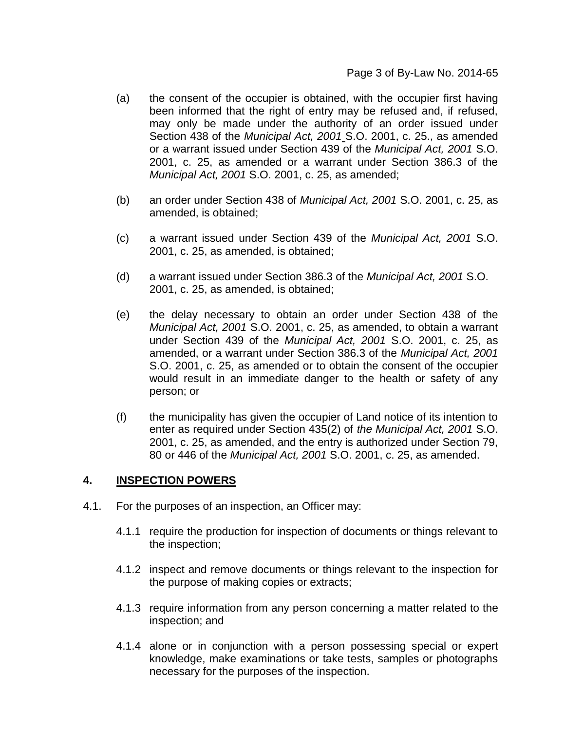(a) the consent of the occupier is obtained, with the occupier first having been informed that the right of entry may be refused and, if refused, may only be made under the authority of an order issued under Section 438 of the *Municipal Act, 2001* S.O. 2001, c. 25., as amended or a warrant issued under Section 439 of the *Municipal Act, 2001* S.O. 2001, c. 25, as amended or a warrant under Section 386.3 of the *Municipal Act, 2001* S.O. 2001, c. 25, as amended;

(b) an order under Section 438 of *Municipal Act, 2001* S.O. 2001, c. 25, as amended, is obtained;

(c) a warrant issued under Section 439 of the *Municipal Act, 2001* S.O. 2001, c. 25, as amended, is obtained;

(d) a warrant issued under Section 386.3 of the *Municipal Act, 2001* S.O. 2001, c. 25, as amended, is obtained;

(e) the delay necessary to obtain an order under Section 438 of the *Municipal Act, 2001* S.O. 2001, c. 25, as amended, to obtain a warrant under Section 439 of the *Municipal Act, 2001* S.O. 2001, c. 25, as amended, or a warrant under Section 386.3 of the *Municipal Act, 2001* S.O. 2001, c. 25, as amended or to obtain the consent of the occupier would result in an immediate danger to the health or safety of any person; or

(f) the municipality has given the occupier of Land notice of its intention to enter as required under Section 435(2) of *the Municipal Act, 2001* S.O. 2001, c. 25, as amended, and the entry is authorized under Section 79, 80 or 446 of the *Municipal Act, 2001* S.O. 2001, c. 25, as amended.

## 4. <u>INSPECTION POWERS</u>

4.1. For the purposes of an inspection, an Officer may:

4.1.1 require the production for inspection of documents or things relevant to the inspection;

4.1.2 inspect and remove documents or things relevant to the inspection for the purpose of making copies or extracts;

4.1.3 require information from any person concerning a matter related to the inspection; and

4.1.4 alone or in conjunction with a person possessing special or expert knowledge, make examinations or take tests, samples or photographs necessary for the purposes of the inspection.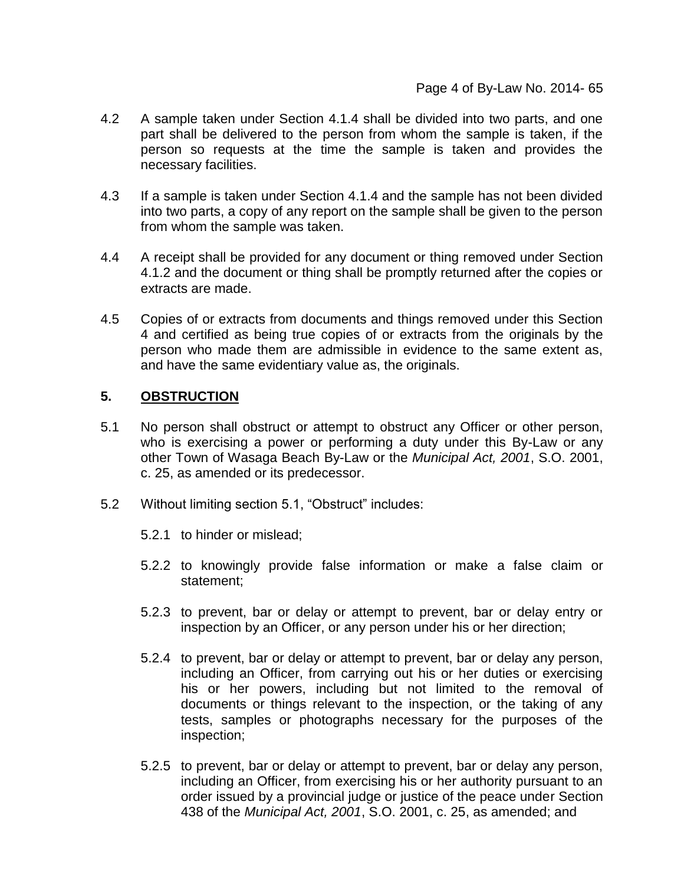4.2 A sample taken under Section 4.1.4 shall be divided into two parts, and one part shall be delivered to the person from whom the sample is taken, if the person so requests at the time the sample is taken and provides the necessary facilities.

4.3 If a sample is taken under Section 4.1.4 and the sample has not been divided into two parts, a copy of any report on the sample shall be given to the person from whom the sample was taken.

4.4 A receipt shall be provided for any document or thing removed under Section 4.1.2 and the document or thing shall be promptly returned after the copies or extracts are made.

4.5 Copies of or extracts from documents and things removed under this Section 4 and certified as being true copies of or extracts from the originals by the person who made them are admissible in evidence to the same extent as, and have the same evidentiary value as, the originals.

## 5. <u>OBSTRUCTION</u>

5.1 No person shall obstruct or attempt to obstruct any Officer or other person, who is exercising a power or performing a duty under this By-Law or any other Town of Wasaga Beach By-Law or the *Municipal Act, 2001*, S.O. 2001, c. 25, as amended or its predecessor.

5.2 Without limiting section 5.1, "Obstruct" includes:

5.2.1 to hinder or mislead;

5.2.2 to knowingly provide false information or make a false claim or statement;

5.2.3 to prevent, bar or delay or attempt to prevent, bar or delay entry or inspection by an Officer, or any person under his or her direction;

5.2.4 to prevent, bar or delay or attempt to prevent, bar or delay any person, including an Officer, from carrying out his or her duties or exercising his or her powers, including but not limited to the removal of documents or things relevant to the inspection, or the taking of any tests, samples or photographs necessary for the purposes of the inspection;

5.2.5 to prevent, bar or delay or attempt to prevent, bar or delay any person, including an Officer, from exercising his or her authority pursuant to an order issued by a provincial judge or justice of the peace under Section 438 of the *Municipal Act, 2001*, S.O. 2001, c. 25, as amended; and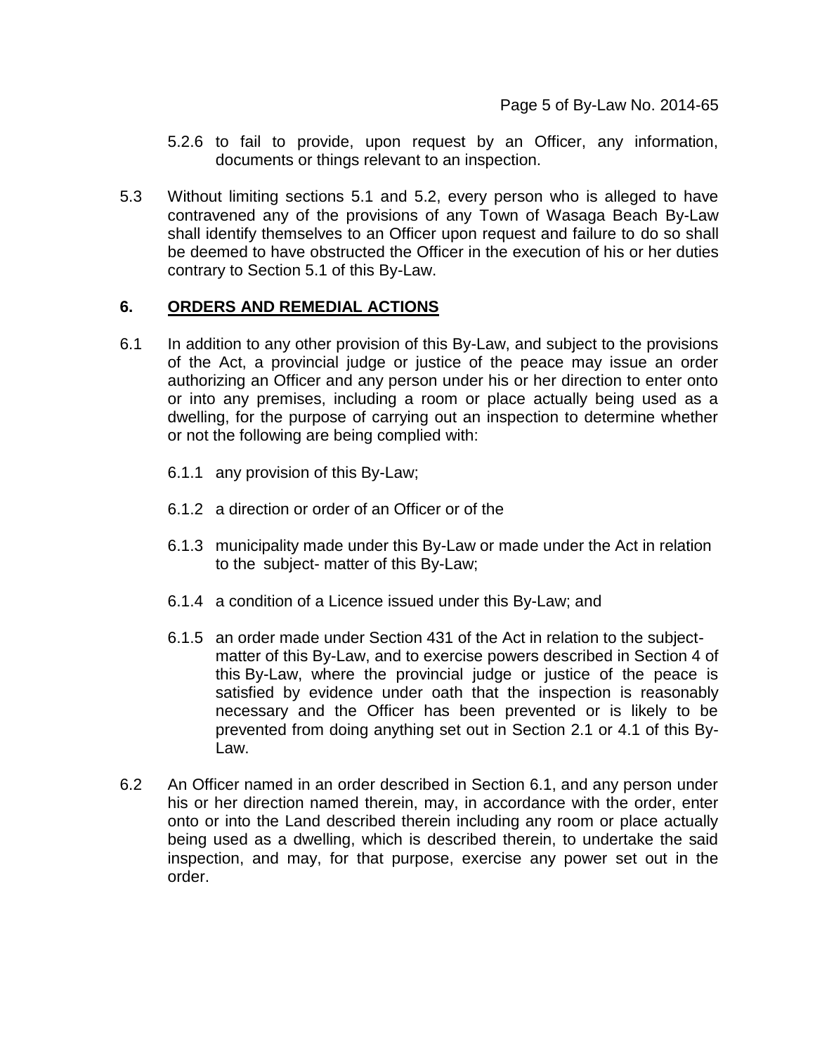5.2.6 to fail to provide, upon request by an Officer, any information, documents or things relevant to an inspection.

5.3 Without limiting sections 5.1 and 5.2, every person who is alleged to have contravened any of the provisions of any Town of Wasaga Beach By-Law shall identify themselves to an Officer upon request and failure to do so shall be deemed to have obstructed the Officer in the execution of his or her duties contrary to Section 5.1 of this By-Law.

## 6. ORDERS AND REMEDIAL ACTIONS

6.1 In addition to any other provision of this By-Law, and subject to the provisions of the Act, a provincial judge or justice of the peace may issue an order authorizing an Officer and any person under his or her direction to enter onto or into any premises, including a room or place actually being used as a dwelling, for the purpose of carrying out an inspection to determine whether or not the following are being complied with:

6.1.1 any provision of this By-Law;

6.1.2 a direction or order of an Officer or of the

6.1.3 municipality made under this By-Law or made under the Act in relation to the subject- matter of this By-Law;

6.1.4 a condition of a Licence issued under this By-Law; and

6.1.5 an order made under Section 431 of the Act in relation to the subject-matter of this By-Law, and to exercise powers described in Section 4 of this By-Law, where the provincial judge or justice of the peace is satisfied by evidence under oath that the inspection is reasonably necessary and the Officer has been prevented or is likely to be prevented from doing anything set out in Section 2.1 or 4.1 of this By-Law.

6.2 An Officer named in an order described in Section 6.1, and any person under his or her direction named therein, may, in accordance with the order, enter onto or into the Land described therein including any room or place actually being used as a dwelling, which is described therein, to undertake the said inspection, and may, for that purpose, exercise any power set out in the order.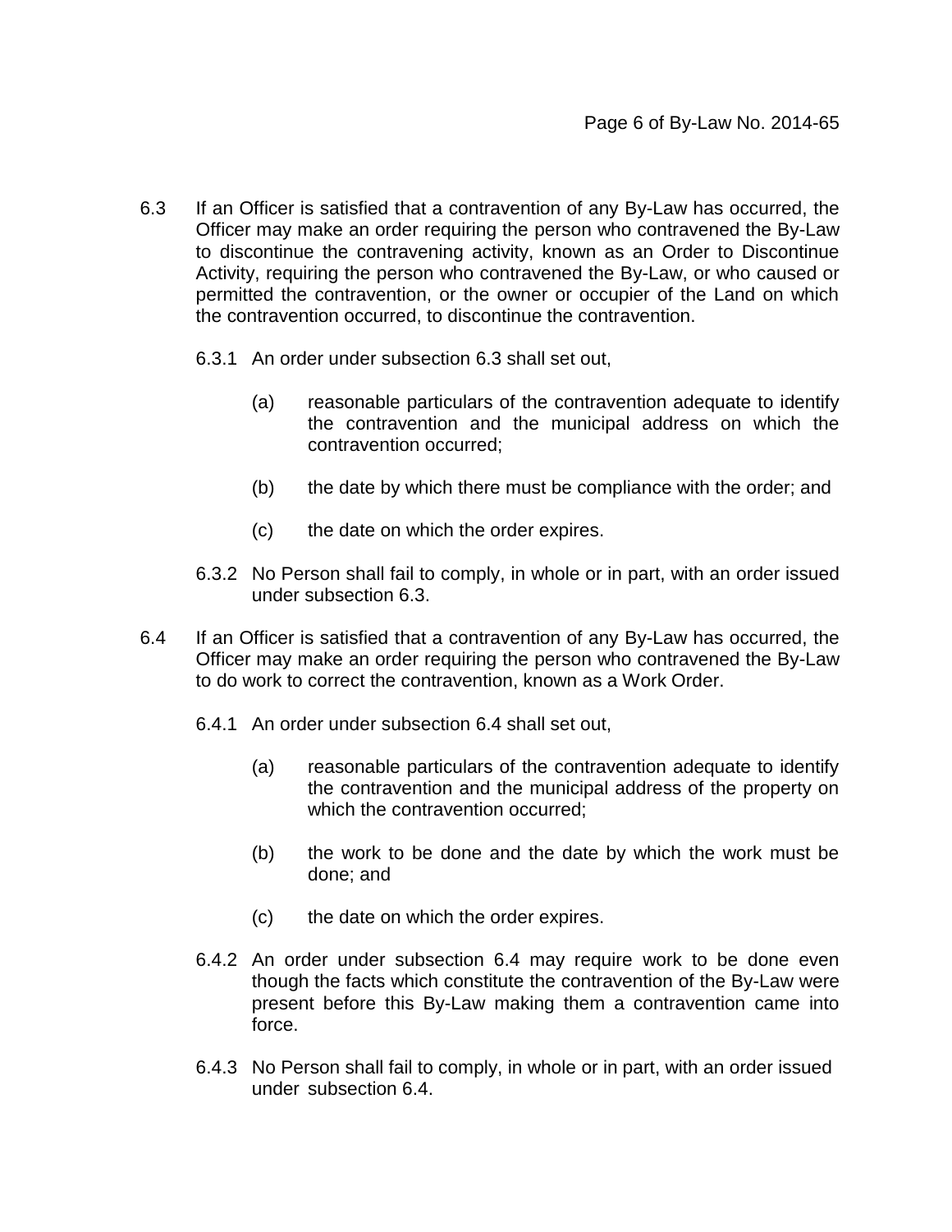6.3 If an Officer is satisfied that a contravention of any By-Law has occurred, the Officer may make an order requiring the person who contravened the By-Law to discontinue the contravening activity, known as an Order to Discontinue Activity, requiring the person who contravened the By-Law, or who caused or permitted the contravention, or the owner or occupier of the Land on which the contravention occurred, to discontinue the contravention.

6.3.1 An order under subsection 6.3 shall set out,

(a) reasonable particulars of the contravention adequate to identify the contravention and the municipal address on which the contravention occurred;

(b) the date by which there must be compliance with the order; and

(c) the date on which the order expires.

6.3.2 No Person shall fail to comply, in whole or in part, with an order issued under subsection 6.3.

6.4 If an Officer is satisfied that a contravention of any By-Law has occurred, the Officer may make an order requiring the person who contravened the By-Law to do work to correct the contravention, known as a Work Order.

6.4.1 An order under subsection 6.4 shall set out,

(a) reasonable particulars of the contravention adequate to identify the contravention and the municipal address of the property on which the contravention occurred;

(b) the work to be done and the date by which the work must be done; and

(c) the date on which the order expires.

6.4.2 An order under subsection 6.4 may require work to be done even though the facts which constitute the contravention of the By-Law were present before this By-Law making them a contravention came into force.

6.4.3 No Person shall fail to comply, in whole or in part, with an order issued under subsection 6.4.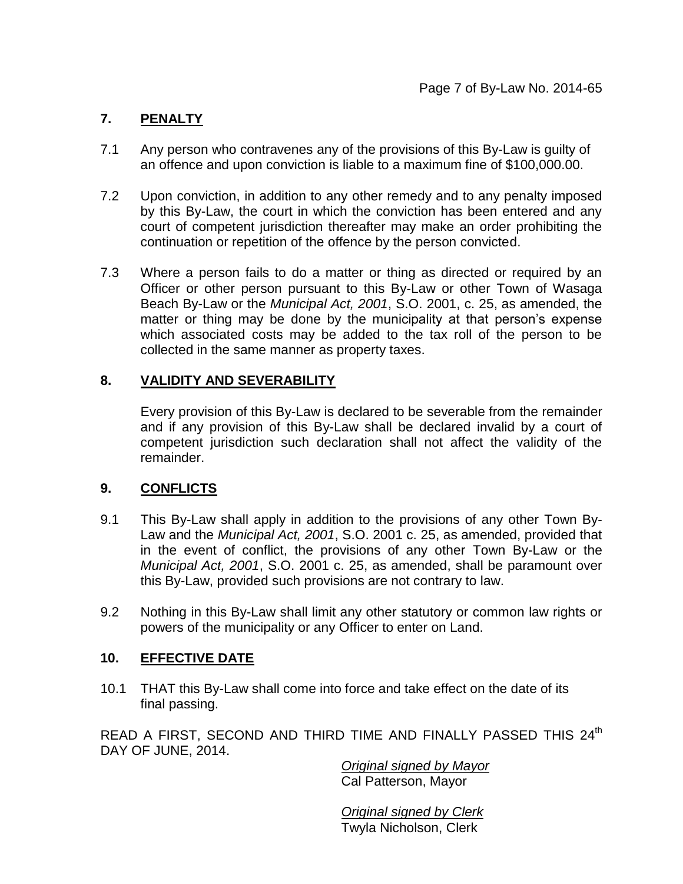## 7. PENALTY

7.1 Any person who contravenes any of the provisions of this By-Law is guilty of an offence and upon conviction is liable to a maximum fine of $100,000.00.

7.2 Upon conviction, in addition to any other remedy and to any penalty imposed by this By-Law, the court in which the conviction has been entered and any court of competent jurisdiction thereafter may make an order prohibiting the continuation or repetition of the offence by the person convicted.

7.3 Where a person fails to do a matter or thing as directed or required by an Officer or other person pursuant to this By-Law or other Town of Wasaga Beach By-Law or the *Municipal Act, 2001*, S.O. 2001, c. 25, as amended, the matter or thing may be done by the municipality at that person's expense which associated costs may be added to the tax roll of the person to be collected in the same manner as property taxes.

## 8. VALIDITY AND SEVERABILITY

Every provision of this By-Law is declared to be severable from the remainder and if any provision of this By-Law shall be declared invalid by a court of competent jurisdiction such declaration shall not affect the validity of the remainder.

## 9. CONFLICTS

9.1 This By-Law shall apply in addition to the provisions of any other Town By-Law and the *Municipal Act, 2001*, S.O. 2001 c. 25, as amended, provided that in the event of conflict, the provisions of any other Town By-Law or the *Municipal Act, 2001*, S.O. 2001 c. 25, as amended, shall be paramount over this By-Law, provided such provisions are not contrary to law.

9.2 Nothing in this By-Law shall limit any other statutory or common law rights or powers of the municipality or any Officer to enter on Land.

## 10. EFFECTIVE DATE

10.1 THAT this By-Law shall come into force and take effect on the date of its final passing.

READ A FIRST, SECOND AND THIRD TIME AND FINALLY PASSED THIS 24th DAY OF JUNE, 2014.

*Original signed by Mayor*
Cal Patterson, Mayor

*Original signed by Clerk*
Twyla Nicholson, Clerk